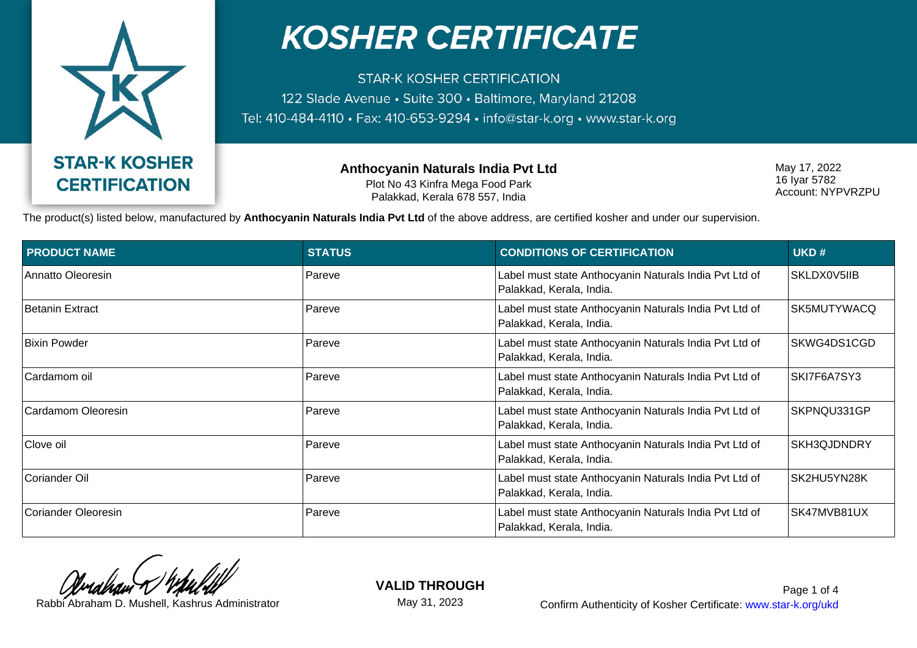# KOSHER CERTIFICATE

STAR-K KOSHER CERTIFICATION
122 Slade Avenue • Suite 300 • Baltimore, Maryland 21208
Tel: 410-484-4110 • Fax: 410-653-9294 • info@star-k.org • www.star-k.org

**STAR-K KOSHER CERTIFICATION**

**Anthocyanin Naturals India Pvt Ltd**
Plot No 43 Kinfra Mega Food Park
Palakkad, Kerala 678 557, India

May 17, 2022
16 Iyar 5782
Account: NYPVRZPU

The product(s) listed below, manufactured by **Anthocyanin Naturals India Pvt Ltd** of the above address, are certified kosher and under our supervision.

| PRODUCT NAME | STATUS | CONDITIONS OF CERTIFICATION | UKD # |
|---|---|---|---|
| Annatto Oleoresin | Pareve | Label must state Anthocyanin Naturals India Pvt Ltd of Palakkad, Kerala, India. | SKLDX0V5IIB |
| Betanin Extract | Pareve | Label must state Anthocyanin Naturals India Pvt Ltd of Palakkad, Kerala, India. | SK5MUTYWACQ |
| Bixin Powder | Pareve | Label must state Anthocyanin Naturals India Pvt Ltd of Palakkad, Kerala, India. | SKWG4DS1CGD |
| Cardamom oil | Pareve | Label must state Anthocyanin Naturals India Pvt Ltd of Palakkad, Kerala, India. | SKI7F6A7SY3 |
| Cardamom Oleoresin | Pareve | Label must state Anthocyanin Naturals India Pvt Ltd of Palakkad, Kerala, India. | SKPNQU331GP |
| Clove oil | Pareve | Label must state Anthocyanin Naturals India Pvt Ltd of Palakkad, Kerala, India. | SKH3QJDNDRY |
| Coriander Oil | Pareve | Label must state Anthocyanin Naturals India Pvt Ltd of Palakkad, Kerala, India. | SK2HU5YN28K |
| Coriander Oleoresin | Pareve | Label must state Anthocyanin Naturals India Pvt Ltd of Palakkad, Kerala, India. | SK47MVB81UX |

Rabbi Abraham D. Mushell, Kashrus Administrator

**VALID THROUGH**
May 31, 2023

Confirm Authenticity of Kosher Certificate: www.star-k.org/ukd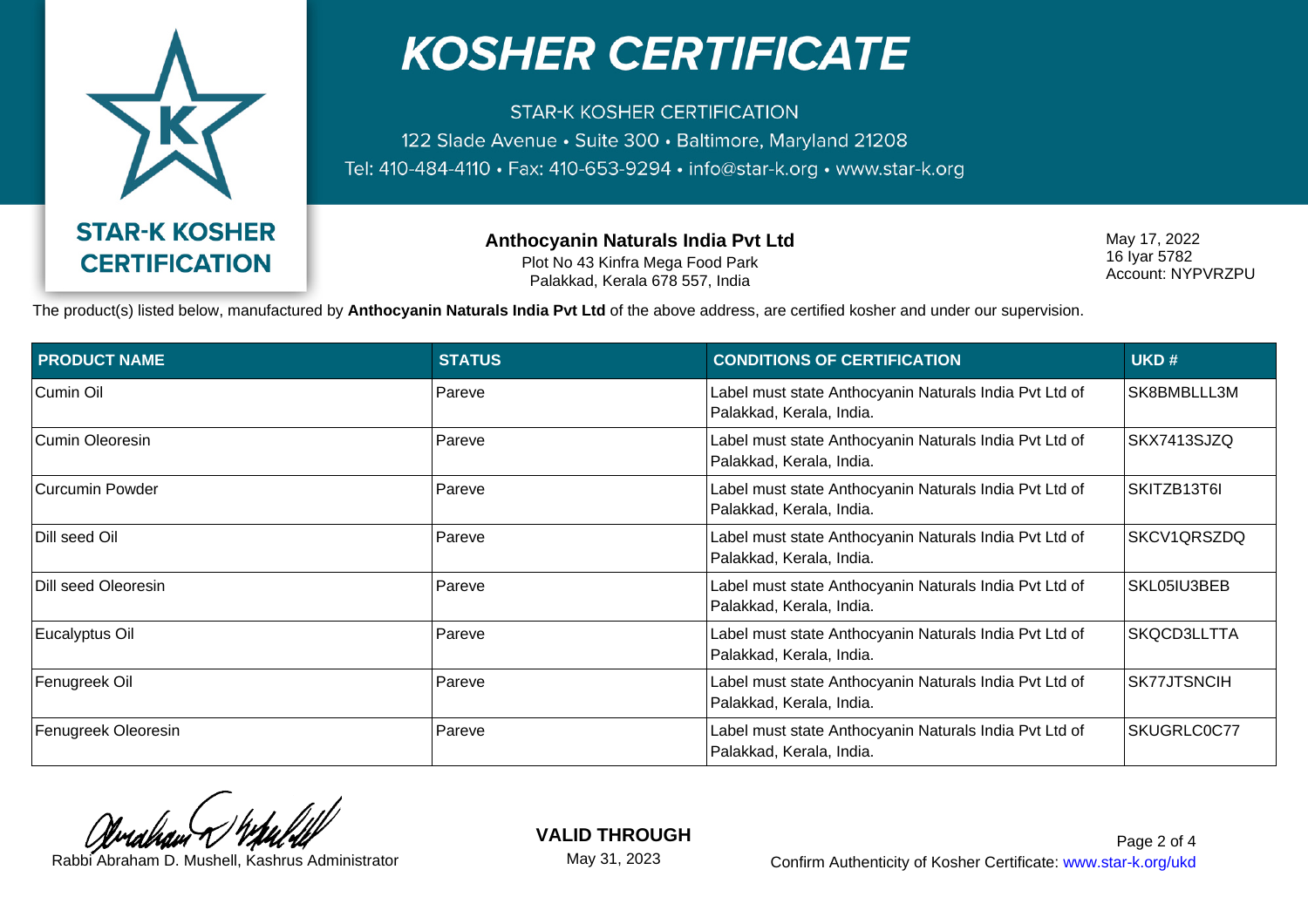# KOSHER CERTIFICATE

STAR-K KOSHER CERTIFICATION
122 Slade Avenue • Suite 300 • Baltimore, Maryland 21208
Tel: 410-484-4110 • Fax: 410-653-9294 • info@star-k.org • www.star-k.org

**STAR-K KOSHER CERTIFICATION**

**Anthocyanin Naturals India Pvt Ltd**
Plot No 43 Kinfra Mega Food Park
Palakkad, Kerala 678 557, India

May 17, 2022
16 Iyar 5782
Account: NYPVRZPU

The product(s) listed below, manufactured by **Anthocyanin Naturals India Pvt Ltd** of the above address, are certified kosher and under our supervision.

| PRODUCT NAME | STATUS | CONDITIONS OF CERTIFICATION | UKD # |
|---|---|---|---|
| Cumin Oil | Pareve | Label must state Anthocyanin Naturals India Pvt Ltd of Palakkad, Kerala, India. | SK8BMBLLL3M |
| Cumin Oleoresin | Pareve | Label must state Anthocyanin Naturals India Pvt Ltd of Palakkad, Kerala, India. | SKX7413SJZQ |
| Curcumin Powder | Pareve | Label must state Anthocyanin Naturals India Pvt Ltd of Palakkad, Kerala, India. | SKITZB13T6I |
| Dill seed Oil | Pareve | Label must state Anthocyanin Naturals India Pvt Ltd of Palakkad, Kerala, India. | SKCV1QRSZDQ |
| Dill seed Oleoresin | Pareve | Label must state Anthocyanin Naturals India Pvt Ltd of Palakkad, Kerala, India. | SKL05IU3BEB |
| Eucalyptus Oil | Pareve | Label must state Anthocyanin Naturals India Pvt Ltd of Palakkad, Kerala, India. | SKQCD3LLTTA |
| Fenugreek Oil | Pareve | Label must state Anthocyanin Naturals India Pvt Ltd of Palakkad, Kerala, India. | SK77JTSNCIH |
| Fenugreek Oleoresin | Pareve | Label must state Anthocyanin Naturals India Pvt Ltd of Palakkad, Kerala, India. | SKUGRLC0C77 |

Rabbi Abraham D. Mushell, Kashrus Administrator

**VALID THROUGH**
May 31, 2023

Confirm Authenticity of Kosher Certificate: www.star-k.org/ukd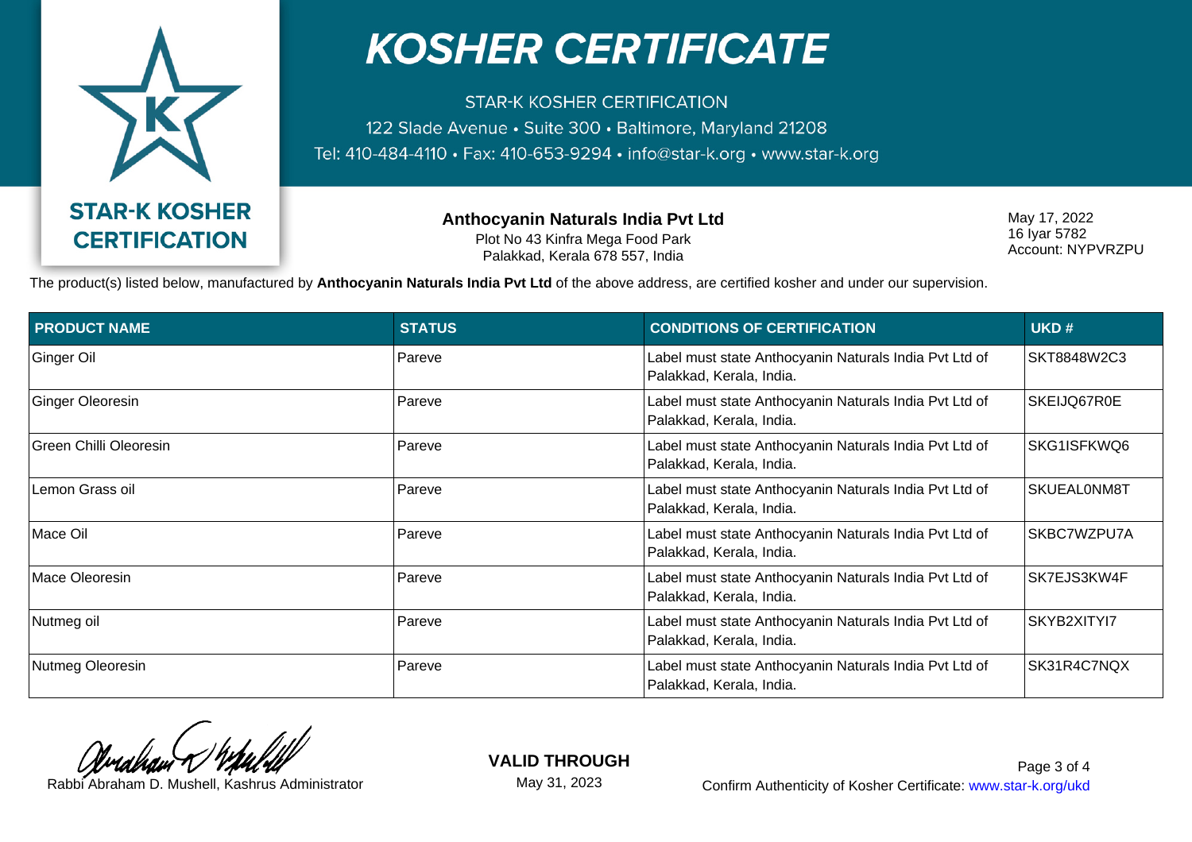# KOSHER CERTIFICATE

STAR-K KOSHER CERTIFICATION
122 Slade Avenue • Suite 300 • Baltimore, Maryland 21208
Tel: 410-484-4110 • Fax: 410-653-9294 • info@star-k.org • www.star-k.org

**STAR-K KOSHER CERTIFICATION**

**Anthocyanin Naturals India Pvt Ltd**
Plot No 43 Kinfra Mega Food Park
Palakkad, Kerala 678 557, India

May 17, 2022
16 Iyar 5782
Account: NYPVRZPU

The product(s) listed below, manufactured by **Anthocyanin Naturals India Pvt Ltd** of the above address, are certified kosher and under our supervision.

| PRODUCT NAME | STATUS | CONDITIONS OF CERTIFICATION | UKD # |
|---|---|---|---|
| Ginger Oil | Pareve | Label must state Anthocyanin Naturals India Pvt Ltd of Palakkad, Kerala, India. | SKT8848W2C3 |
| Ginger Oleoresin | Pareve | Label must state Anthocyanin Naturals India Pvt Ltd of Palakkad, Kerala, India. | SKEIJQ67R0E |
| Green Chilli Oleoresin | Pareve | Label must state Anthocyanin Naturals India Pvt Ltd of Palakkad, Kerala, India. | SKG1ISFKWQ6 |
| Lemon Grass oil | Pareve | Label must state Anthocyanin Naturals India Pvt Ltd of Palakkad, Kerala, India. | SKUEAL0NM8T |
| Mace Oil | Pareve | Label must state Anthocyanin Naturals India Pvt Ltd of Palakkad, Kerala, India. | SKBC7WZPU7A |
| Mace Oleoresin | Pareve | Label must state Anthocyanin Naturals India Pvt Ltd of Palakkad, Kerala, India. | SK7EJS3KW4F |
| Nutmeg oil | Pareve | Label must state Anthocyanin Naturals India Pvt Ltd of Palakkad, Kerala, India. | SKYB2XITYI7 |
| Nutmeg Oleoresin | Pareve | Label must state Anthocyanin Naturals India Pvt Ltd of Palakkad, Kerala, India. | SK31R4C7NQX |

Rabbi Abraham D. Mushell, Kashrus Administrator

**VALID THROUGH**
May 31, 2023

Confirm Authenticity of Kosher Certificate: www.star-k.org/ukd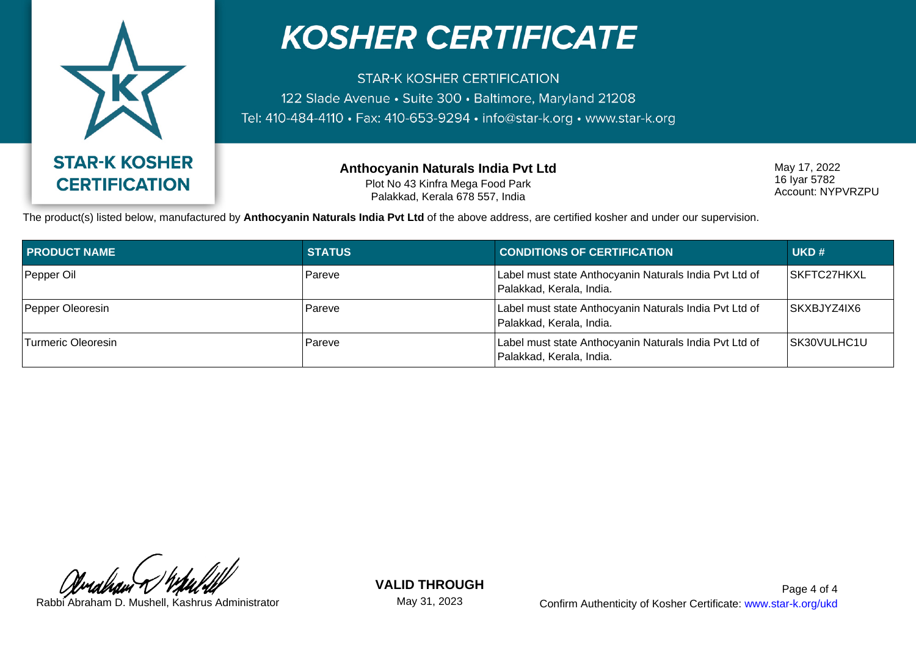# KOSHER CERTIFICATE

STAR-K KOSHER CERTIFICATION

122 Slade Avenue • Suite 300 • Baltimore, Maryland 21208

Tel: 410-484-4110 • Fax: 410-653-9294 • info@star-k.org • www.star-k.org

**STAR-K KOSHER CERTIFICATION**

**Anthocyanin Naturals India Pvt Ltd**
Plot No 43 Kinfra Mega Food Park
Palakkad, Kerala 678 557, India

May 17, 2022
16 Iyar 5782
Account: NYPVRZPU

The product(s) listed below, manufactured by **Anthocyanin Naturals India Pvt Ltd** of the above address, are certified kosher and under our supervision.

| PRODUCT NAME | STATUS | CONDITIONS OF CERTIFICATION | UKD # |
|---|---|---|---|
| Pepper Oil | Pareve | Label must state Anthocyanin Naturals India Pvt Ltd of Palakkad, Kerala, India. | SKFTC27HKXL |
| Pepper Oleoresin | Pareve | Label must state Anthocyanin Naturals India Pvt Ltd of Palakkad, Kerala, India. | SKXBJYZ4IX6 |
| Turmeric Oleoresin | Pareve | Label must state Anthocyanin Naturals India Pvt Ltd of Palakkad, Kerala, India. | SK30VULHC1U |

Rabbi Abraham D. Mushell, Kashrus Administrator

**VALID THROUGH**
May 31, 2023

Confirm Authenticity of Kosher Certificate: www.star-k.org/ukd